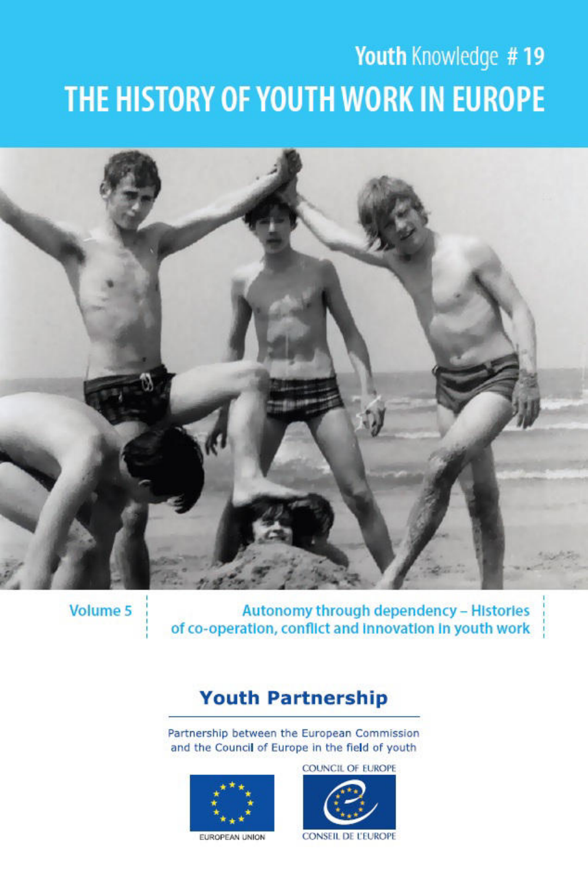Youth Knowledge # 19

# THE HISTORY OF YOUTH WORK IN EUROPE

Volume 5

Autonomy through dependency – Histories of co-operation, conflict and innovation in youth work

**Youth Partnership**

Partnership between the European Commission and the Council of Europe in the field of youth

EUROPEAN UNION

COUNCIL OF EUROPE

CONSEIL DE L'EUROPE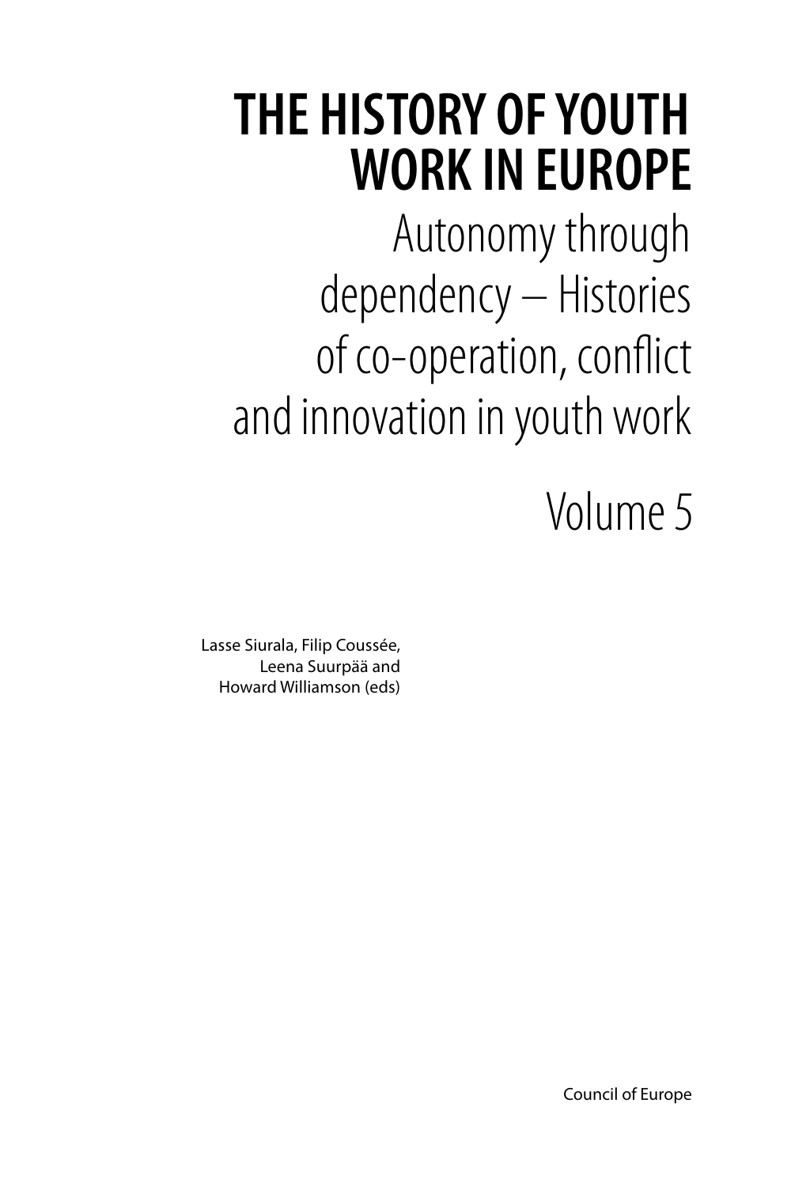# THE HISTORY OF YOUTH WORK IN EUROPE

## Autonomy through dependency – Histories of co-operation, conflict and innovation in youth work

## Volume 5

Lasse Siurala, Filip Coussée, Leena Suurpää and Howard Williamson (eds)

Council of Europe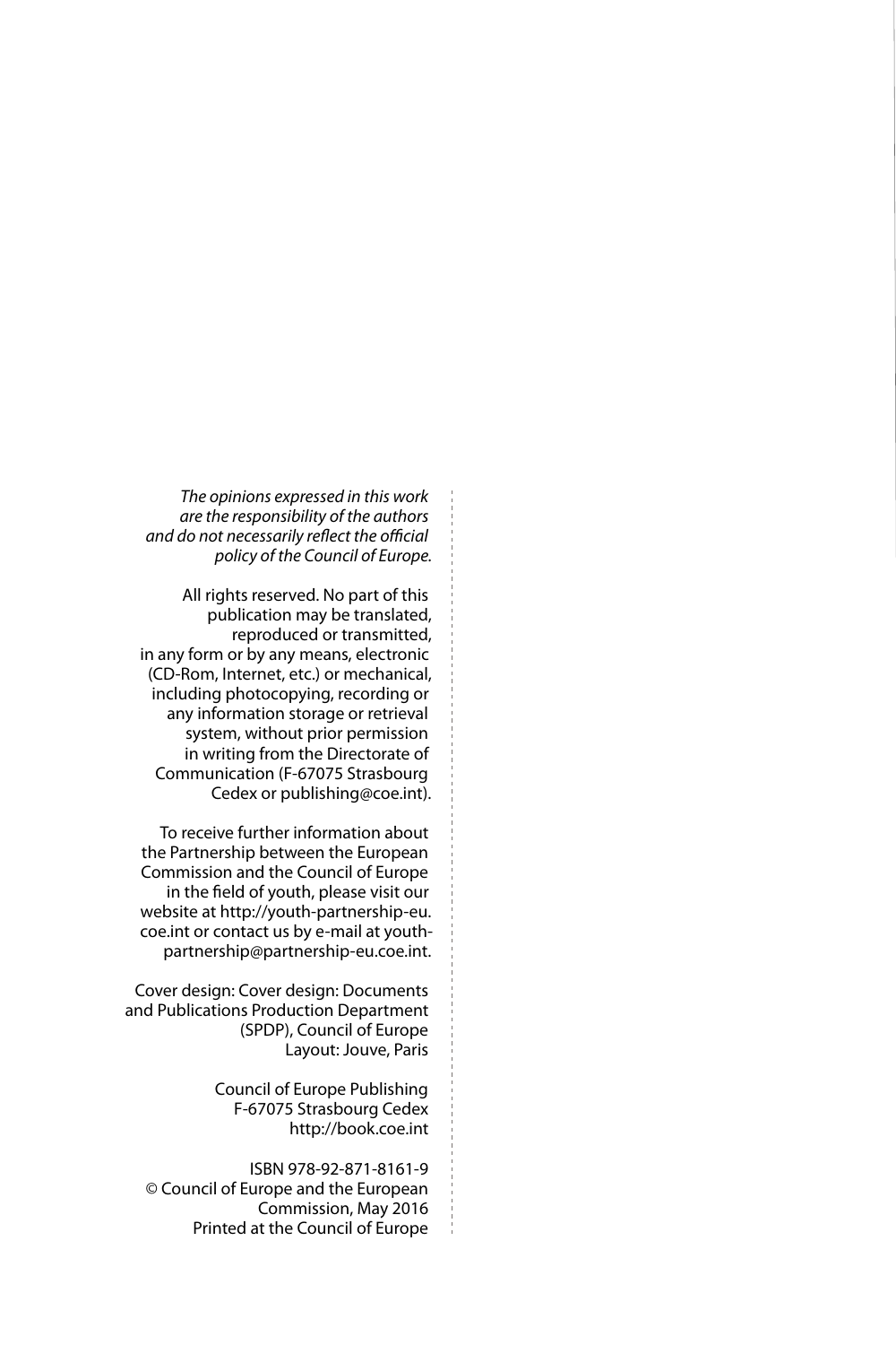*The opinions expressed in this work are the responsibility of the authors and do not necessarily reflect the official policy of the Council of Europe.*

All rights reserved. No part of this publication may be translated, reproduced or transmitted, in any form or by any means, electronic (CD-Rom, Internet, etc.) or mechanical, including photocopying, recording or any information storage or retrieval system, without prior permission in writing from the Directorate of Communication (F-67075 Strasbourg Cedex or publishing@coe.int).

To receive further information about the Partnership between the European Commission and the Council of Europe in the field of youth, please visit our website at http://youth-partnership-eu.coe.int or contact us by e-mail at youth-partnership@partnership-eu.coe.int.

Cover design: Cover design: Documents and Publications Production Department (SPDP), Council of Europe
Layout: Jouve, Paris

Council of Europe Publishing
F-67075 Strasbourg Cedex
http://book.coe.int

ISBN 978-92-871-8161-9
© Council of Europe and the European Commission, May 2016
Printed at the Council of Europe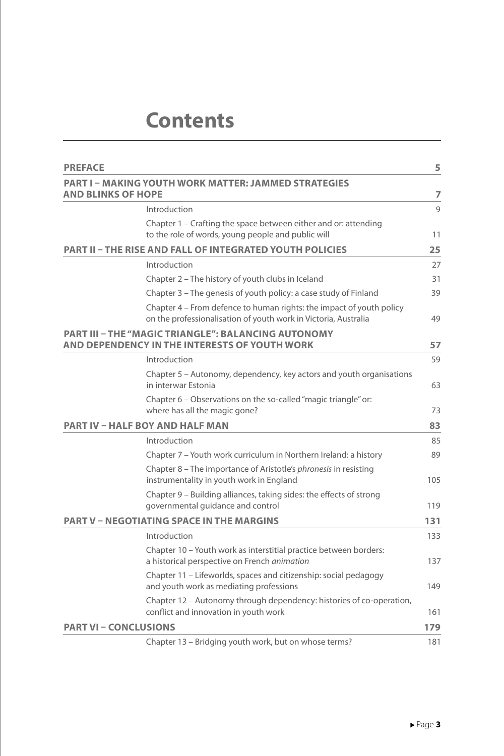# Contents

| | |
|---|---|
| **PREFACE** | **5** |
| **PART I – MAKING YOUTH WORK MATTER: JAMMED STRATEGIES AND BLINKS OF HOPE** | **7** |
| Introduction | 9 |
| Chapter 1 – Crafting the space between either and or: attending to the role of words, young people and public will | 11 |
| **PART II – THE RISE AND FALL OF INTEGRATED YOUTH POLICIES** | **25** |
| Introduction | 27 |
| Chapter 2 – The history of youth clubs in Iceland | 31 |
| Chapter 3 – The genesis of youth policy: a case study of Finland | 39 |
| Chapter 4 – From defence to human rights: the impact of youth policy on the professionalisation of youth work in Victoria, Australia | 49 |
| **PART III – THE "MAGIC TRIANGLE": BALANCING AUTONOMY AND DEPENDENCY IN THE INTERESTS OF YOUTH WORK** | **57** |
| Introduction | 59 |
| Chapter 5 – Autonomy, dependency, key actors and youth organisations in interwar Estonia | 63 |
| Chapter 6 – Observations on the so-called "magic triangle" or: where has all the magic gone? | 73 |
| **PART IV – HALF BOY AND HALF MAN** | **83** |
| Introduction | 85 |
| Chapter 7 – Youth work curriculum in Northern Ireland: a history | 89 |
| Chapter 8 – The importance of Aristotle's *phronesis* in resisting instrumentality in youth work in England | 105 |
| Chapter 9 – Building alliances, taking sides: the effects of strong governmental guidance and control | 119 |
| **PART V – NEGOTIATING SPACE IN THE MARGINS** | **131** |
| Introduction | 133 |
| Chapter 10 – Youth work as interstitial practice between borders: a historical perspective on French *animation* | 137 |
| Chapter 11 – Lifeworlds, spaces and citizenship: social pedagogy and youth work as mediating professions | 149 |
| Chapter 12 – Autonomy through dependency: histories of co-operation, conflict and innovation in youth work | 161 |
| **PART VI – CONCLUSIONS** | **179** |
| Chapter 13 – Bridging youth work, but on whose terms? | 181 |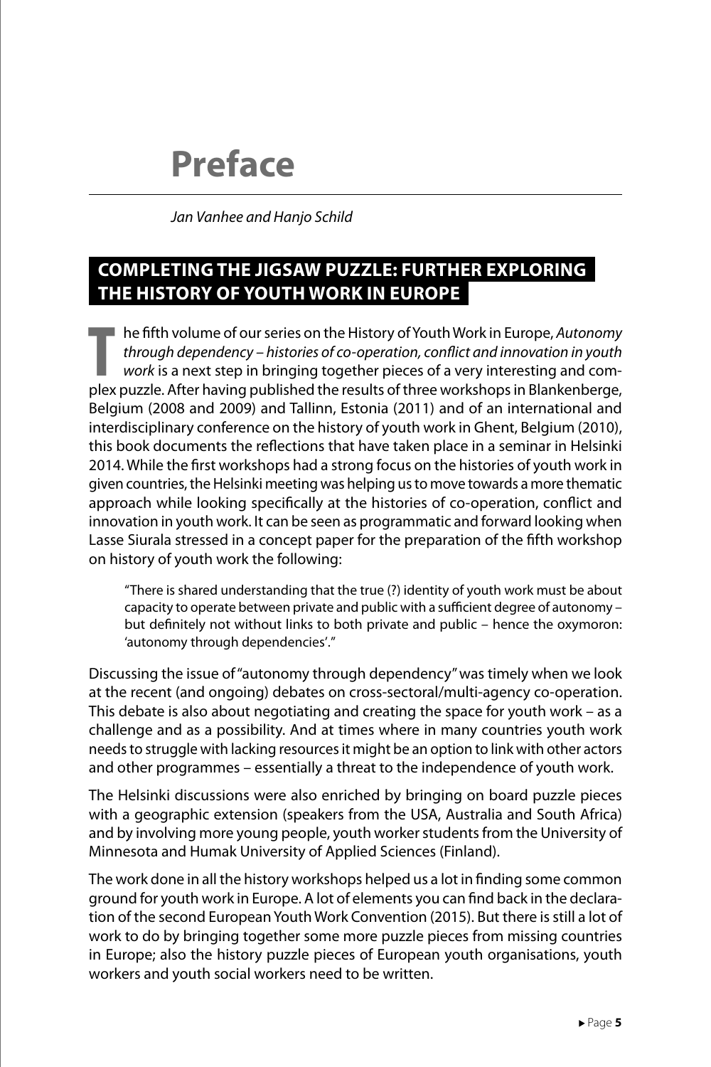# Preface

*Jan Vanhee and Hanjo Schild*

## COMPLETING THE JIGSAW PUZZLE: FURTHER EXPLORING THE HISTORY OF YOUTH WORK IN EUROPE

The fifth volume of our series on the History of Youth Work in Europe, *Autonomy through dependency – histories of co-operation, conflict and innovation in youth work* is a next step in bringing together pieces of a very interesting and complex puzzle. After having published the results of three workshops in Blankenberge, Belgium (2008 and 2009) and Tallinn, Estonia (2011) and of an international and interdisciplinary conference on the history of youth work in Ghent, Belgium (2010), this book documents the reflections that have taken place in a seminar in Helsinki 2014. While the first workshops had a strong focus on the histories of youth work in given countries, the Helsinki meeting was helping us to move towards a more thematic approach while looking specifically at the histories of co-operation, conflict and innovation in youth work. It can be seen as programmatic and forward looking when Lasse Siurala stressed in a concept paper for the preparation of the fifth workshop on history of youth work the following:

> "There is shared understanding that the true (?) identity of youth work must be about capacity to operate between private and public with a sufficient degree of autonomy – but definitely not without links to both private and public – hence the oxymoron: 'autonomy through dependencies'."

Discussing the issue of "autonomy through dependency" was timely when we look at the recent (and ongoing) debates on cross-sectoral/multi-agency co-operation. This debate is also about negotiating and creating the space for youth work – as a challenge and as a possibility. And at times where in many countries youth work needs to struggle with lacking resources it might be an option to link with other actors and other programmes – essentially a threat to the independence of youth work.

The Helsinki discussions were also enriched by bringing on board puzzle pieces with a geographic extension (speakers from the USA, Australia and South Africa) and by involving more young people, youth worker students from the University of Minnesota and Humak University of Applied Sciences (Finland).

The work done in all the history workshops helped us a lot in finding some common ground for youth work in Europe. A lot of elements you can find back in the declaration of the second European Youth Work Convention (2015). But there is still a lot of work to do by bringing together some more puzzle pieces from missing countries in Europe; also the history puzzle pieces of European youth organisations, youth workers and youth social workers need to be written.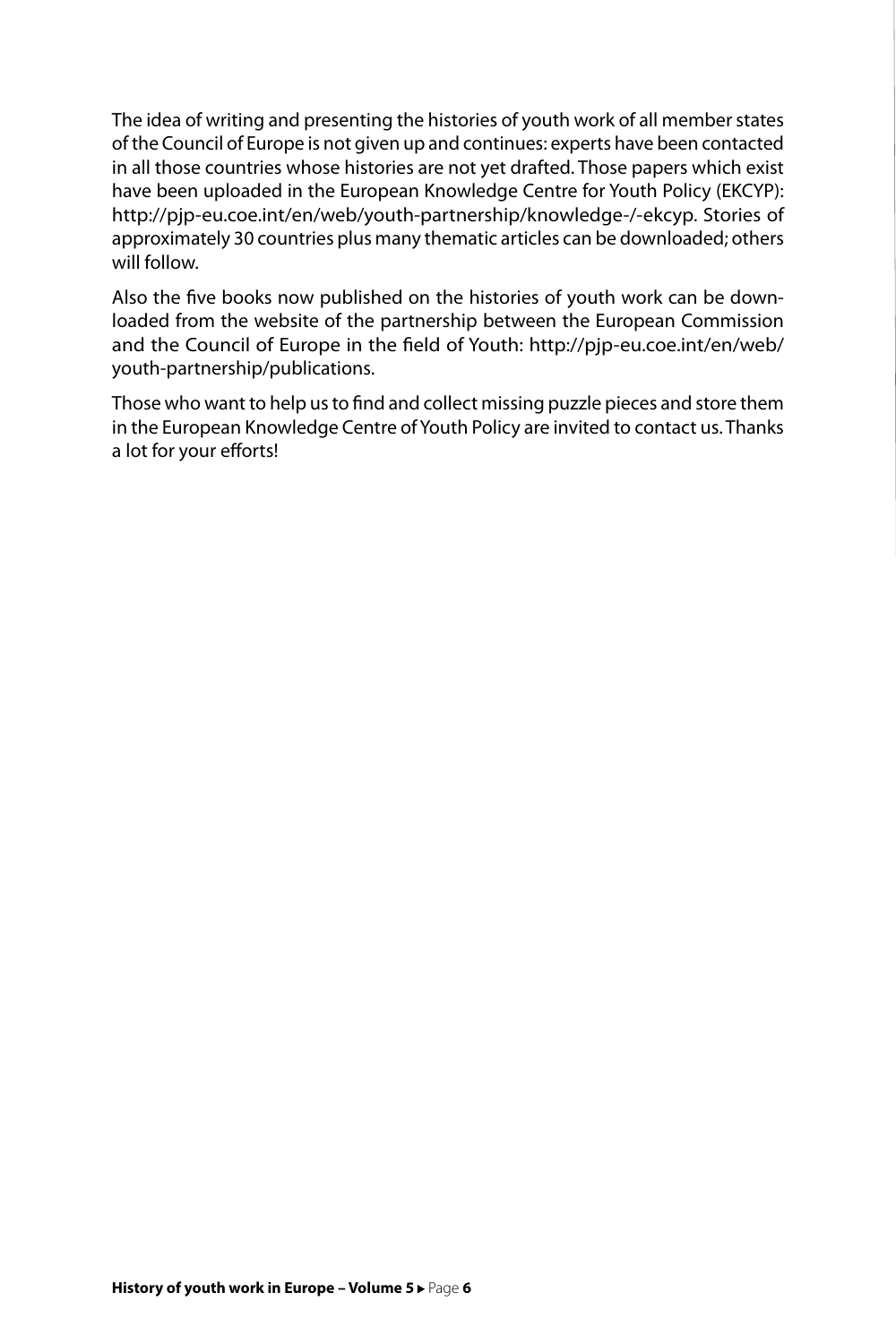The idea of writing and presenting the histories of youth work of all member states of the Council of Europe is not given up and continues: experts have been contacted in all those countries whose histories are not yet drafted. Those papers which exist have been uploaded in the European Knowledge Centre for Youth Policy (EKCYP): http://pjp-eu.coe.int/en/web/youth-partnership/knowledge-/-ekcyp. Stories of approximately 30 countries plus many thematic articles can be downloaded; others will follow.

Also the five books now published on the histories of youth work can be downloaded from the website of the partnership between the European Commission and the Council of Europe in the field of Youth: http://pjp-eu.coe.int/en/web/youth-partnership/publications.

Those who want to help us to find and collect missing puzzle pieces and store them in the European Knowledge Centre of Youth Policy are invited to contact us. Thanks a lot for your efforts!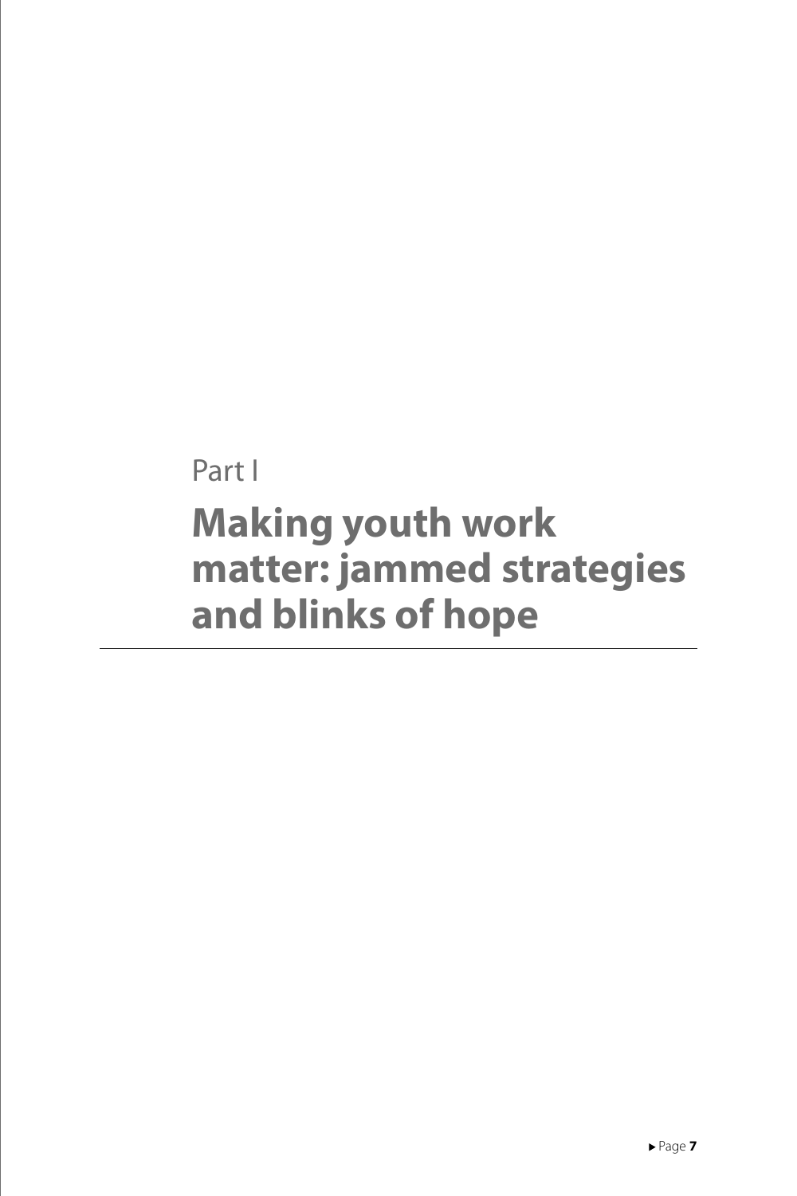Part I

# Making youth work matter: jammed strategies and blinks of hope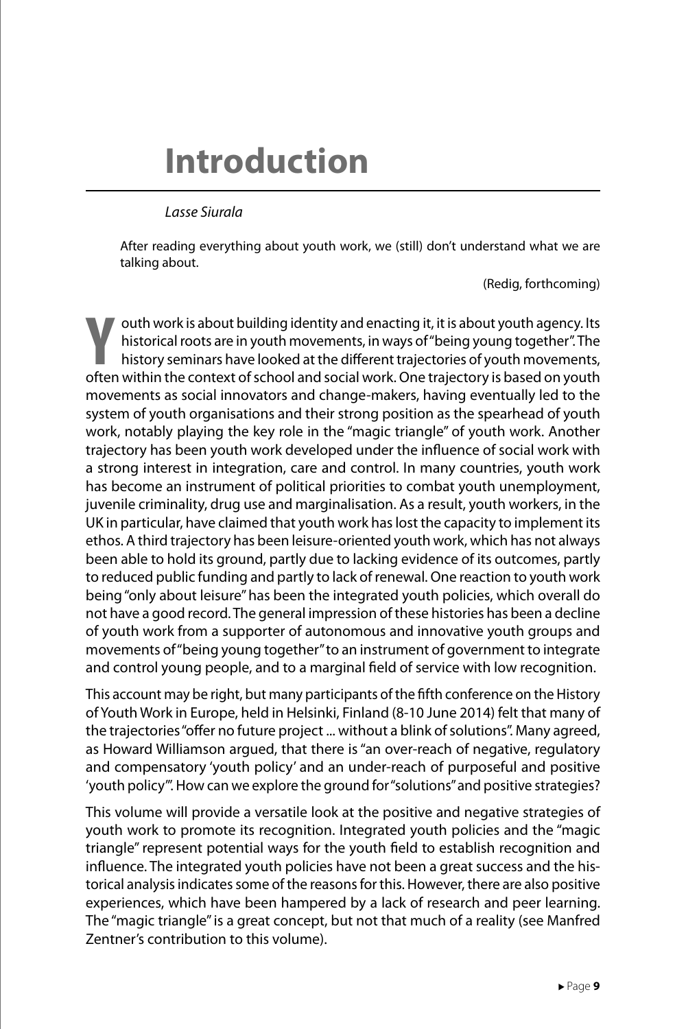# Introduction

*Lasse Siurala*

> After reading everything about youth work, we (still) don't understand what we are talking about.
>
> (Redig, forthcoming)

Youth work is about building identity and enacting it, it is about youth agency. Its historical roots are in youth movements, in ways of "being young together". The history seminars have looked at the different trajectories of youth movements, often within the context of school and social work. One trajectory is based on youth movements as social innovators and change-makers, having eventually led to the system of youth organisations and their strong position as the spearhead of youth work, notably playing the key role in the "magic triangle" of youth work. Another trajectory has been youth work developed under the influence of social work with a strong interest in integration, care and control. In many countries, youth work has become an instrument of political priorities to combat youth unemployment, juvenile criminality, drug use and marginalisation. As a result, youth workers, in the UK in particular, have claimed that youth work has lost the capacity to implement its ethos. A third trajectory has been leisure-oriented youth work, which has not always been able to hold its ground, partly due to lacking evidence of its outcomes, partly to reduced public funding and partly to lack of renewal. One reaction to youth work being "only about leisure" has been the integrated youth policies, which overall do not have a good record. The general impression of these histories has been a decline of youth work from a supporter of autonomous and innovative youth groups and movements of "being young together" to an instrument of government to integrate and control young people, and to a marginal field of service with low recognition.

This account may be right, but many participants of the fifth conference on the History of Youth Work in Europe, held in Helsinki, Finland (8-10 June 2014) felt that many of the trajectories "offer no future project ... without a blink of solutions". Many agreed, as Howard Williamson argued, that there is "an over-reach of negative, regulatory and compensatory 'youth policy' and an under-reach of purposeful and positive 'youth policy'". How can we explore the ground for "solutions" and positive strategies?

This volume will provide a versatile look at the positive and negative strategies of youth work to promote its recognition. Integrated youth policies and the "magic triangle" represent potential ways for the youth field to establish recognition and influence. The integrated youth policies have not been a great success and the historical analysis indicates some of the reasons for this. However, there are also positive experiences, which have been hampered by a lack of research and peer learning. The "magic triangle" is a great concept, but not that much of a reality (see Manfred Zentner's contribution to this volume).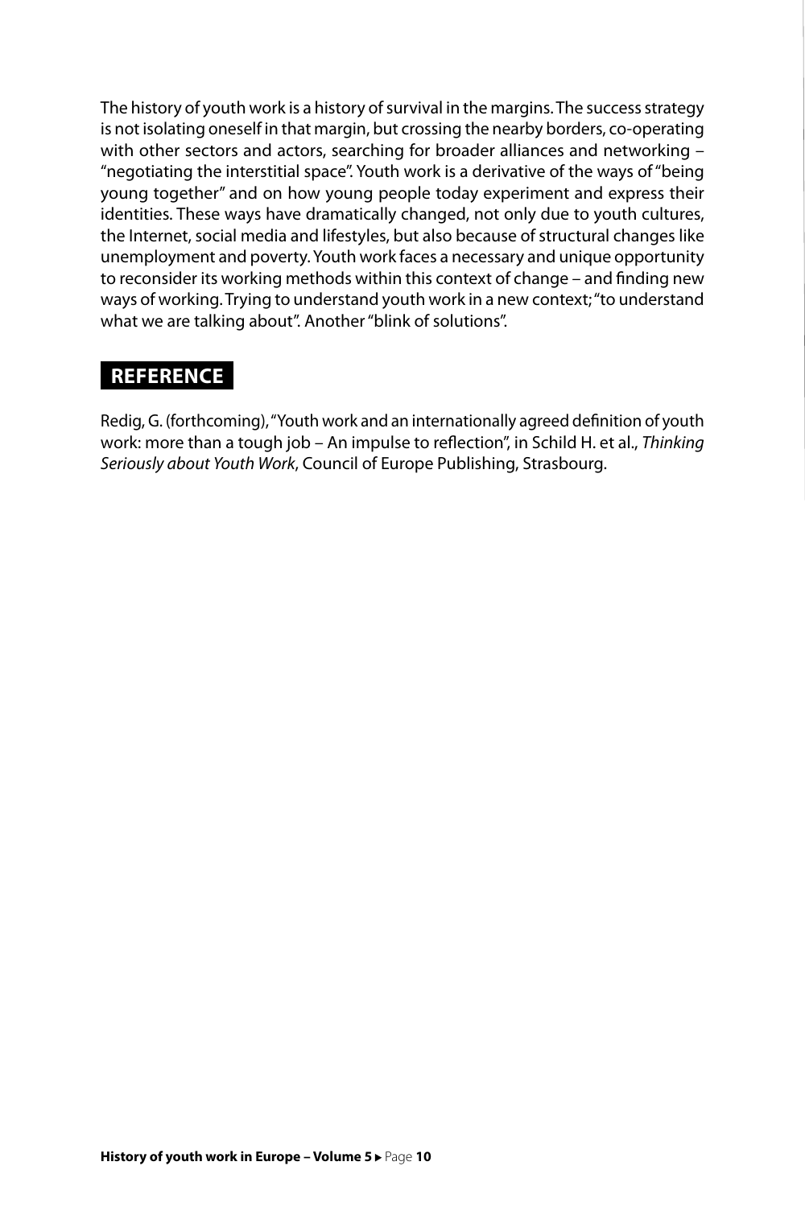The history of youth work is a history of survival in the margins. The success strategy is not isolating oneself in that margin, but crossing the nearby borders, co-operating with other sectors and actors, searching for broader alliances and networking – "negotiating the interstitial space". Youth work is a derivative of the ways of "being young together" and on how young people today experiment and express their identities. These ways have dramatically changed, not only due to youth cultures, the Internet, social media and lifestyles, but also because of structural changes like unemployment and poverty. Youth work faces a necessary and unique opportunity to reconsider its working methods within this context of change – and finding new ways of working. Trying to understand youth work in a new context; "to understand what we are talking about". Another "blink of solutions".

## REFERENCE

Redig, G. (forthcoming), "Youth work and an internationally agreed definition of youth work: more than a tough job – An impulse to reflection", in Schild H. et al., *Thinking Seriously about Youth Work*, Council of Europe Publishing, Strasbourg.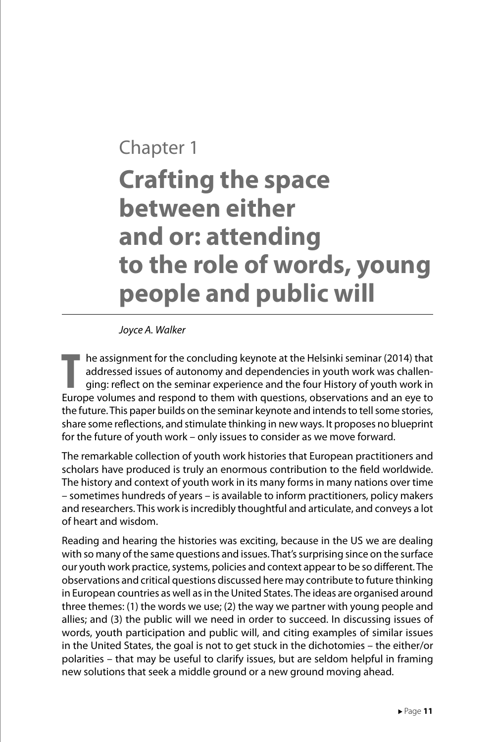Chapter 1

# Crafting the space between either and or: attending to the role of words, young people and public will

*Joyce A. Walker*

The assignment for the concluding keynote at the Helsinki seminar (2014) that addressed issues of autonomy and dependencies in youth work was challenging: reflect on the seminar experience and the four History of youth work in Europe volumes and respond to them with questions, observations and an eye to the future. This paper builds on the seminar keynote and intends to tell some stories, share some reflections, and stimulate thinking in new ways. It proposes no blueprint for the future of youth work – only issues to consider as we move forward.

The remarkable collection of youth work histories that European practitioners and scholars have produced is truly an enormous contribution to the field worldwide. The history and context of youth work in its many forms in many nations over time – sometimes hundreds of years – is available to inform practitioners, policy makers and researchers. This work is incredibly thoughtful and articulate, and conveys a lot of heart and wisdom.

Reading and hearing the histories was exciting, because in the US we are dealing with so many of the same questions and issues. That's surprising since on the surface our youth work practice, systems, policies and context appear to be so different. The observations and critical questions discussed here may contribute to future thinking in European countries as well as in the United States. The ideas are organised around three themes: (1) the words we use; (2) the way we partner with young people and allies; and (3) the public will we need in order to succeed. In discussing issues of words, youth participation and public will, and citing examples of similar issues in the United States, the goal is not to get stuck in the dichotomies – the either/or polarities – that may be useful to clarify issues, but are seldom helpful in framing new solutions that seek a middle ground or a new ground moving ahead.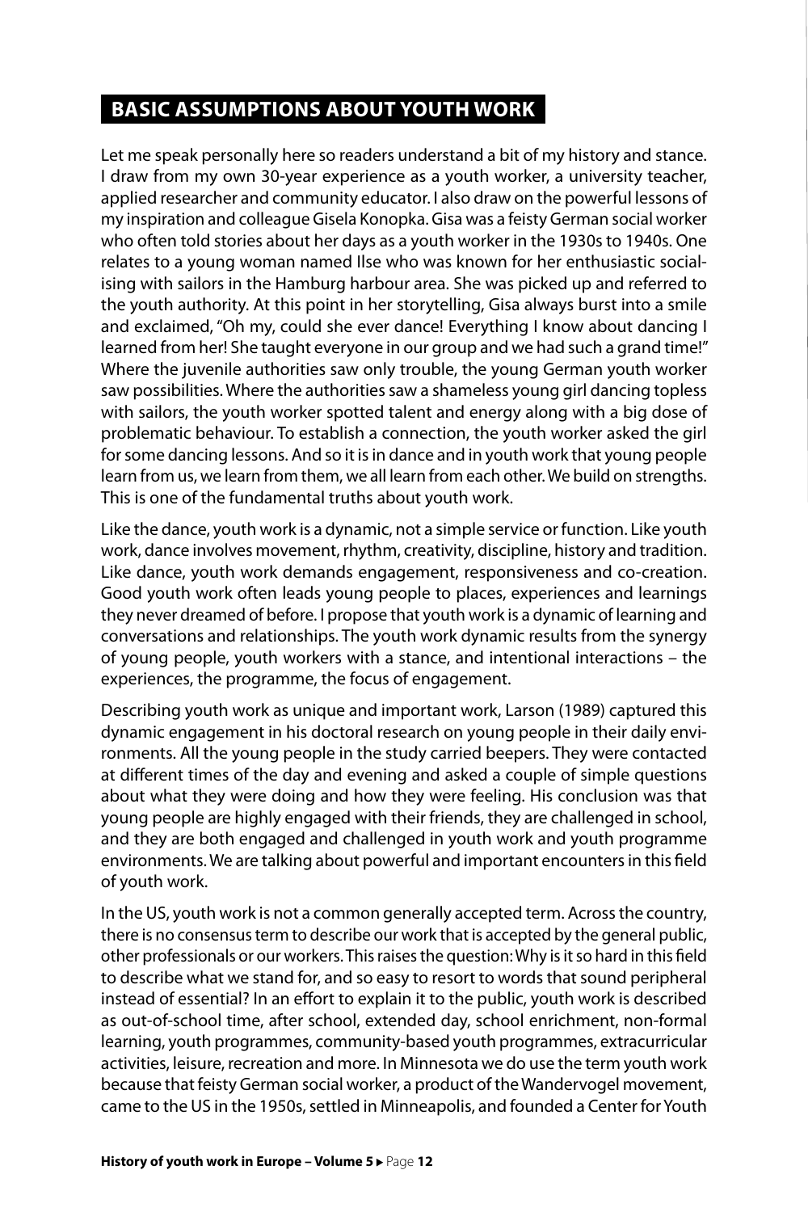## BASIC ASSUMPTIONS ABOUT YOUTH WORK

Let me speak personally here so readers understand a bit of my history and stance. I draw from my own 30-year experience as a youth worker, a university teacher, applied researcher and community educator. I also draw on the powerful lessons of my inspiration and colleague Gisela Konopka. Gisa was a feisty German social worker who often told stories about her days as a youth worker in the 1930s to 1940s. One relates to a young woman named Ilse who was known for her enthusiastic socialising with sailors in the Hamburg harbour area. She was picked up and referred to the youth authority. At this point in her storytelling, Gisa always burst into a smile and exclaimed, "Oh my, could she ever dance! Everything I know about dancing I learned from her! She taught everyone in our group and we had such a grand time!" Where the juvenile authorities saw only trouble, the young German youth worker saw possibilities. Where the authorities saw a shameless young girl dancing topless with sailors, the youth worker spotted talent and energy along with a big dose of problematic behaviour. To establish a connection, the youth worker asked the girl for some dancing lessons. And so it is in dance and in youth work that young people learn from us, we learn from them, we all learn from each other. We build on strengths. This is one of the fundamental truths about youth work.

Like the dance, youth work is a dynamic, not a simple service or function. Like youth work, dance involves movement, rhythm, creativity, discipline, history and tradition. Like dance, youth work demands engagement, responsiveness and co-creation. Good youth work often leads young people to places, experiences and learnings they never dreamed of before. I propose that youth work is a dynamic of learning and conversations and relationships. The youth work dynamic results from the synergy of young people, youth workers with a stance, and intentional interactions – the experiences, the programme, the focus of engagement.

Describing youth work as unique and important work, Larson (1989) captured this dynamic engagement in his doctoral research on young people in their daily environments. All the young people in the study carried beepers. They were contacted at different times of the day and evening and asked a couple of simple questions about what they were doing and how they were feeling. His conclusion was that young people are highly engaged with their friends, they are challenged in school, and they are both engaged and challenged in youth work and youth programme environments. We are talking about powerful and important encounters in this field of youth work.

In the US, youth work is not a common generally accepted term. Across the country, there is no consensus term to describe our work that is accepted by the general public, other professionals or our workers. This raises the question: Why is it so hard in this field to describe what we stand for, and so easy to resort to words that sound peripheral instead of essential? In an effort to explain it to the public, youth work is described as out-of-school time, after school, extended day, school enrichment, non-formal learning, youth programmes, community-based youth programmes, extracurricular activities, leisure, recreation and more. In Minnesota we do use the term youth work because that feisty German social worker, a product of the Wandervogel movement, came to the US in the 1950s, settled in Minneapolis, and founded a Center for Youth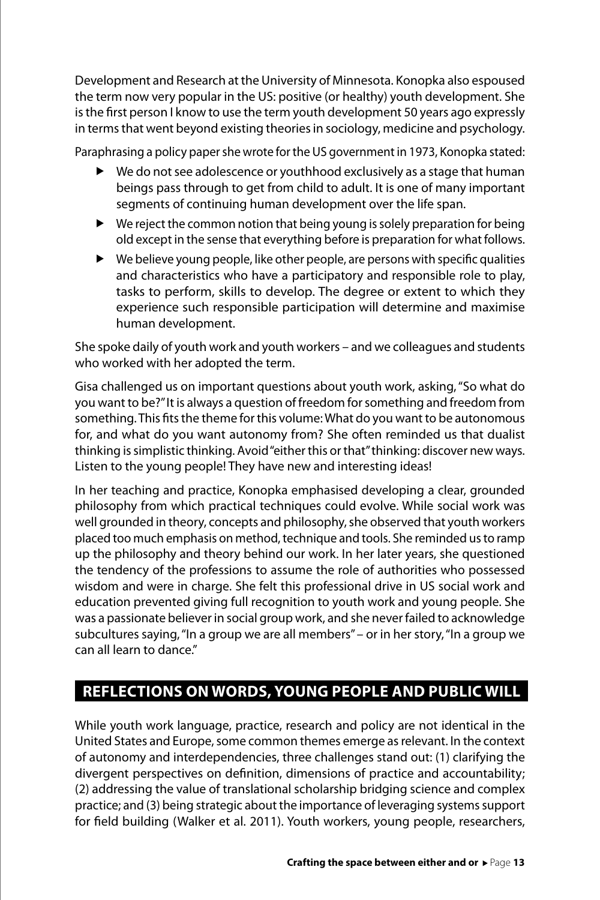Development and Research at the University of Minnesota. Konopka also espoused the term now very popular in the US: positive (or healthy) youth development. She is the first person I know to use the term youth development 50 years ago expressly in terms that went beyond existing theories in sociology, medicine and psychology.

Paraphrasing a policy paper she wrote for the US government in 1973, Konopka stated:

- We do not see adolescence or youthhood exclusively as a stage that human beings pass through to get from child to adult. It is one of many important segments of continuing human development over the life span.
- We reject the common notion that being young is solely preparation for being old except in the sense that everything before is preparation for what follows.
- We believe young people, like other people, are persons with specific qualities and characteristics who have a participatory and responsible role to play, tasks to perform, skills to develop. The degree or extent to which they experience such responsible participation will determine and maximise human development.

She spoke daily of youth work and youth workers – and we colleagues and students who worked with her adopted the term.

Gisa challenged us on important questions about youth work, asking, "So what do you want to be?" It is always a question of freedom for something and freedom from something. This fits the theme for this volume: What do you want to be autonomous for, and what do you want autonomy from? She often reminded us that dualist thinking is simplistic thinking. Avoid "either this or that" thinking: discover new ways. Listen to the young people! They have new and interesting ideas!

In her teaching and practice, Konopka emphasised developing a clear, grounded philosophy from which practical techniques could evolve. While social work was well grounded in theory, concepts and philosophy, she observed that youth workers placed too much emphasis on method, technique and tools. She reminded us to ramp up the philosophy and theory behind our work. In her later years, she questioned the tendency of the professions to assume the role of authorities who possessed wisdom and were in charge. She felt this professional drive in US social work and education prevented giving full recognition to youth work and young people. She was a passionate believer in social group work, and she never failed to acknowledge subcultures saying, "In a group we are all members" – or in her story, "In a group we can all learn to dance."

## REFLECTIONS ON WORDS, YOUNG PEOPLE AND PUBLIC WILL

While youth work language, practice, research and policy are not identical in the United States and Europe, some common themes emerge as relevant. In the context of autonomy and interdependencies, three challenges stand out: (1) clarifying the divergent perspectives on definition, dimensions of practice and accountability; (2) addressing the value of translational scholarship bridging science and complex practice; and (3) being strategic about the importance of leveraging systems support for field building (Walker et al. 2011). Youth workers, young people, researchers,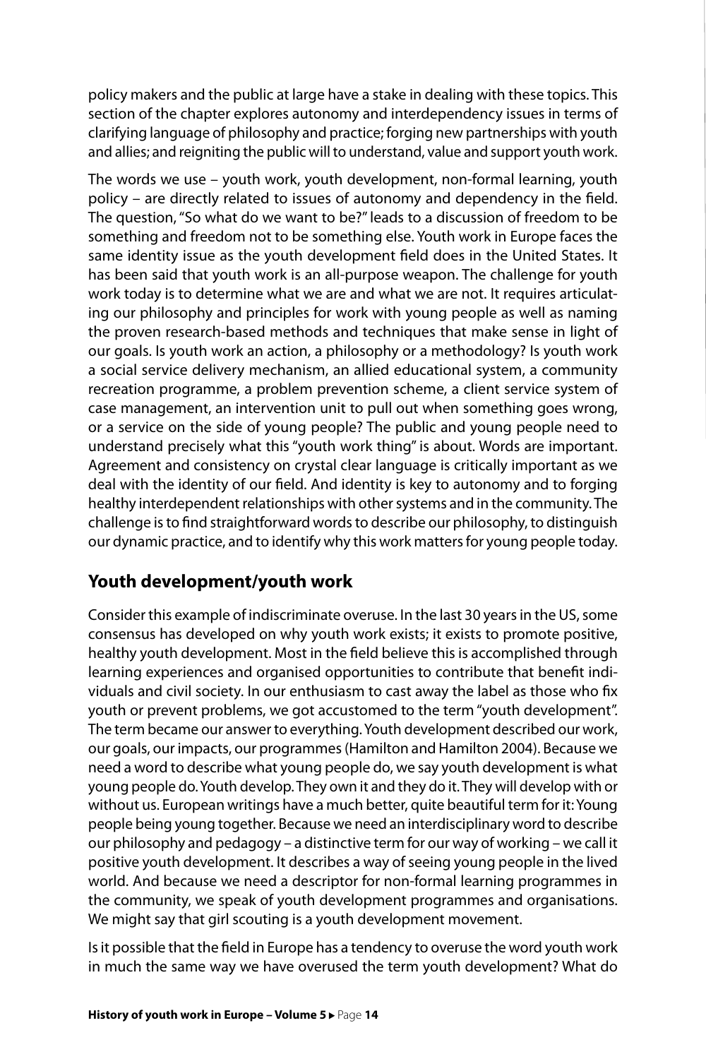policy makers and the public at large have a stake in dealing with these topics. This section of the chapter explores autonomy and interdependency issues in terms of clarifying language of philosophy and practice; forging new partnerships with youth and allies; and reigniting the public will to understand, value and support youth work.

The words we use – youth work, youth development, non-formal learning, youth policy – are directly related to issues of autonomy and dependency in the field. The question, "So what do we want to be?" leads to a discussion of freedom to be something and freedom not to be something else. Youth work in Europe faces the same identity issue as the youth development field does in the United States. It has been said that youth work is an all-purpose weapon. The challenge for youth work today is to determine what we are and what we are not. It requires articulating our philosophy and principles for work with young people as well as naming the proven research-based methods and techniques that make sense in light of our goals. Is youth work an action, a philosophy or a methodology? Is youth work a social service delivery mechanism, an allied educational system, a community recreation programme, a problem prevention scheme, a client service system of case management, an intervention unit to pull out when something goes wrong, or a service on the side of young people? The public and young people need to understand precisely what this "youth work thing" is about. Words are important. Agreement and consistency on crystal clear language is critically important as we deal with the identity of our field. And identity is key to autonomy and to forging healthy interdependent relationships with other systems and in the community. The challenge is to find straightforward words to describe our philosophy, to distinguish our dynamic practice, and to identify why this work matters for young people today.

## Youth development/youth work

Consider this example of indiscriminate overuse. In the last 30 years in the US, some consensus has developed on why youth work exists; it exists to promote positive, healthy youth development. Most in the field believe this is accomplished through learning experiences and organised opportunities to contribute that benefit individuals and civil society. In our enthusiasm to cast away the label as those who fix youth or prevent problems, we got accustomed to the term "youth development". The term became our answer to everything. Youth development described our work, our goals, our impacts, our programmes (Hamilton and Hamilton 2004). Because we need a word to describe what young people do, we say youth development is what young people do. Youth develop. They own it and they do it. They will develop with or without us. European writings have a much better, quite beautiful term for it: Young people being young together. Because we need an interdisciplinary word to describe our philosophy and pedagogy – a distinctive term for our way of working – we call it positive youth development. It describes a way of seeing young people in the lived world. And because we need a descriptor for non-formal learning programmes in the community, we speak of youth development programmes and organisations. We might say that girl scouting is a youth development movement.

Is it possible that the field in Europe has a tendency to overuse the word youth work in much the same way we have overused the term youth development? What do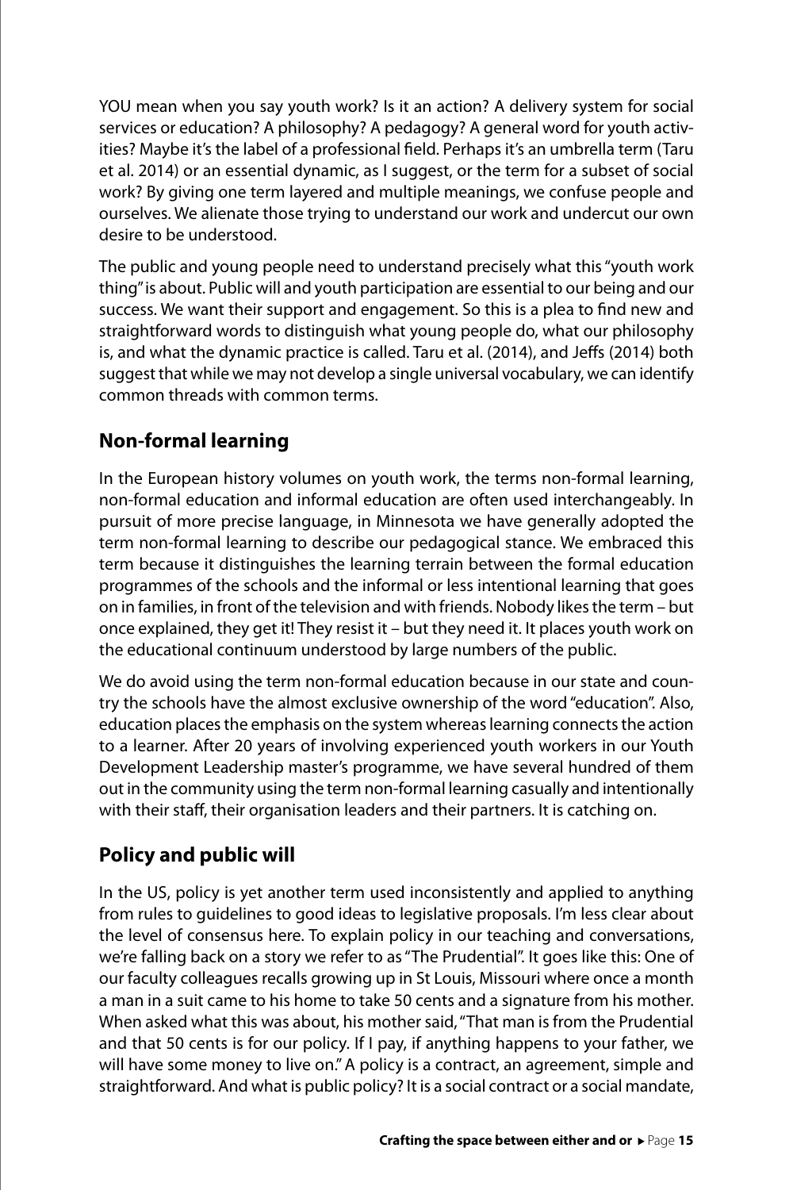YOU mean when you say youth work? Is it an action? A delivery system for social services or education? A philosophy? A pedagogy? A general word for youth activities? Maybe it's the label of a professional field. Perhaps it's an umbrella term (Taru et al. 2014) or an essential dynamic, as I suggest, or the term for a subset of social work? By giving one term layered and multiple meanings, we confuse people and ourselves. We alienate those trying to understand our work and undercut our own desire to be understood.

The public and young people need to understand precisely what this "youth work thing" is about. Public will and youth participation are essential to our being and our success. We want their support and engagement. So this is a plea to find new and straightforward words to distinguish what young people do, what our philosophy is, and what the dynamic practice is called. Taru et al. (2014), and Jeffs (2014) both suggest that while we may not develop a single universal vocabulary, we can identify common threads with common terms.

## Non-formal learning

In the European history volumes on youth work, the terms non-formal learning, non-formal education and informal education are often used interchangeably. In pursuit of more precise language, in Minnesota we have generally adopted the term non-formal learning to describe our pedagogical stance. We embraced this term because it distinguishes the learning terrain between the formal education programmes of the schools and the informal or less intentional learning that goes on in families, in front of the television and with friends. Nobody likes the term – but once explained, they get it! They resist it – but they need it. It places youth work on the educational continuum understood by large numbers of the public.

We do avoid using the term non-formal education because in our state and country the schools have the almost exclusive ownership of the word "education". Also, education places the emphasis on the system whereas learning connects the action to a learner. After 20 years of involving experienced youth workers in our Youth Development Leadership master's programme, we have several hundred of them out in the community using the term non-formal learning casually and intentionally with their staff, their organisation leaders and their partners. It is catching on.

## Policy and public will

In the US, policy is yet another term used inconsistently and applied to anything from rules to guidelines to good ideas to legislative proposals. I'm less clear about the level of consensus here. To explain policy in our teaching and conversations, we're falling back on a story we refer to as "The Prudential". It goes like this: One of our faculty colleagues recalls growing up in St Louis, Missouri where once a month a man in a suit came to his home to take 50 cents and a signature from his mother. When asked what this was about, his mother said, "That man is from the Prudential and that 50 cents is for our policy. If I pay, if anything happens to your father, we will have some money to live on." A policy is a contract, an agreement, simple and straightforward. And what is public policy? It is a social contract or a social mandate,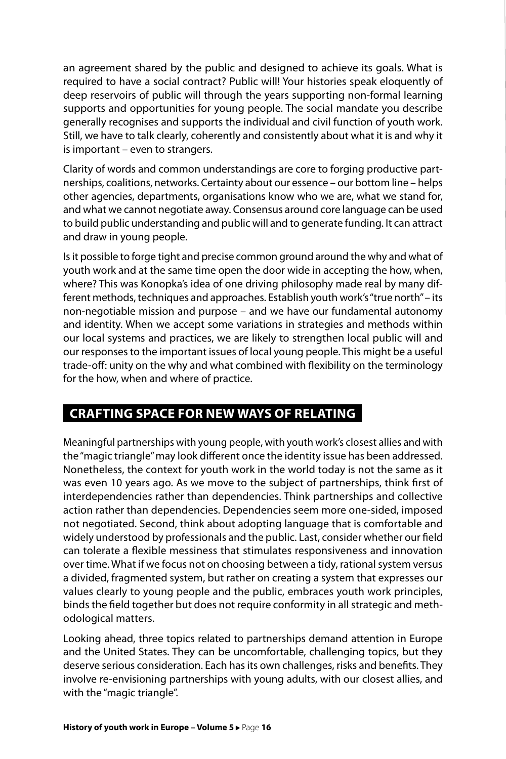an agreement shared by the public and designed to achieve its goals. What is required to have a social contract? Public will! Your histories speak eloquently of deep reservoirs of public will through the years supporting non-formal learning supports and opportunities for young people. The social mandate you describe generally recognises and supports the individual and civil function of youth work. Still, we have to talk clearly, coherently and consistently about what it is and why it is important – even to strangers.

Clarity of words and common understandings are core to forging productive partnerships, coalitions, networks. Certainty about our essence – our bottom line – helps other agencies, departments, organisations know who we are, what we stand for, and what we cannot negotiate away. Consensus around core language can be used to build public understanding and public will and to generate funding. It can attract and draw in young people.

Is it possible to forge tight and precise common ground around the why and what of youth work and at the same time open the door wide in accepting the how, when, where? This was Konopka's idea of one driving philosophy made real by many different methods, techniques and approaches. Establish youth work's "true north" – its non-negotiable mission and purpose – and we have our fundamental autonomy and identity. When we accept some variations in strategies and methods within our local systems and practices, we are likely to strengthen local public will and our responses to the important issues of local young people. This might be a useful trade-off: unity on the why and what combined with flexibility on the terminology for the how, when and where of practice.

## CRAFTING SPACE FOR NEW WAYS OF RELATING

Meaningful partnerships with young people, with youth work's closest allies and with the "magic triangle" may look different once the identity issue has been addressed. Nonetheless, the context for youth work in the world today is not the same as it was even 10 years ago. As we move to the subject of partnerships, think first of interdependencies rather than dependencies. Think partnerships and collective action rather than dependencies. Dependencies seem more one-sided, imposed not negotiated. Second, think about adopting language that is comfortable and widely understood by professionals and the public. Last, consider whether our field can tolerate a flexible messiness that stimulates responsiveness and innovation over time. What if we focus not on choosing between a tidy, rational system versus a divided, fragmented system, but rather on creating a system that expresses our values clearly to young people and the public, embraces youth work principles, binds the field together but does not require conformity in all strategic and methodological matters.

Looking ahead, three topics related to partnerships demand attention in Europe and the United States. They can be uncomfortable, challenging topics, but they deserve serious consideration. Each has its own challenges, risks and benefits. They involve re-envisioning partnerships with young adults, with our closest allies, and with the "magic triangle".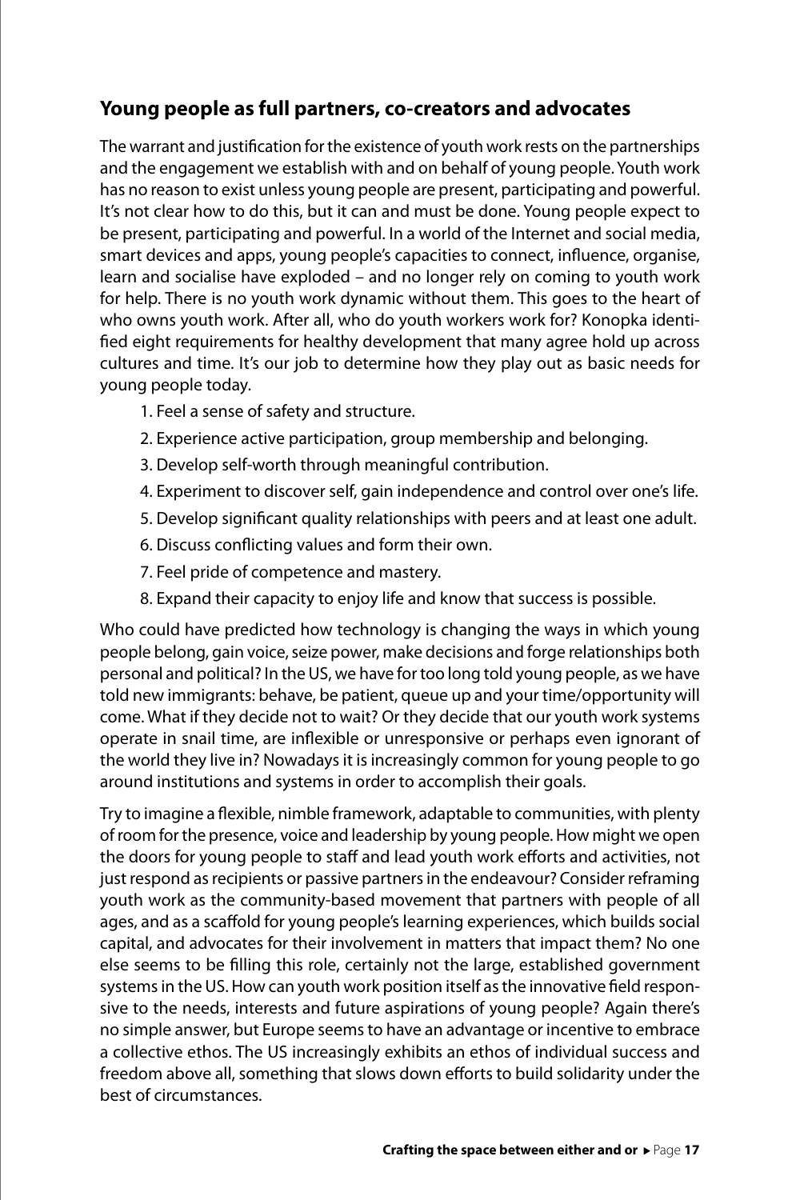## Young people as full partners, co-creators and advocates

The warrant and justification for the existence of youth work rests on the partnerships and the engagement we establish with and on behalf of young people. Youth work has no reason to exist unless young people are present, participating and powerful. It's not clear how to do this, but it can and must be done. Young people expect to be present, participating and powerful. In a world of the Internet and social media, smart devices and apps, young people's capacities to connect, influence, organise, learn and socialise have exploded – and no longer rely on coming to youth work for help. There is no youth work dynamic without them. This goes to the heart of who owns youth work. After all, who do youth workers work for? Konopka identified eight requirements for healthy development that many agree hold up across cultures and time. It's our job to determine how they play out as basic needs for young people today.

1. Feel a sense of safety and structure.
2. Experience active participation, group membership and belonging.
3. Develop self-worth through meaningful contribution.
4. Experiment to discover self, gain independence and control over one's life.
5. Develop significant quality relationships with peers and at least one adult.
6. Discuss conflicting values and form their own.
7. Feel pride of competence and mastery.
8. Expand their capacity to enjoy life and know that success is possible.

Who could have predicted how technology is changing the ways in which young people belong, gain voice, seize power, make decisions and forge relationships both personal and political? In the US, we have for too long told young people, as we have told new immigrants: behave, be patient, queue up and your time/opportunity will come. What if they decide not to wait? Or they decide that our youth work systems operate in snail time, are inflexible or unresponsive or perhaps even ignorant of the world they live in? Nowadays it is increasingly common for young people to go around institutions and systems in order to accomplish their goals.

Try to imagine a flexible, nimble framework, adaptable to communities, with plenty of room for the presence, voice and leadership by young people. How might we open the doors for young people to staff and lead youth work efforts and activities, not just respond as recipients or passive partners in the endeavour? Consider reframing youth work as the community-based movement that partners with people of all ages, and as a scaffold for young people's learning experiences, which builds social capital, and advocates for their involvement in matters that impact them? No one else seems to be filling this role, certainly not the large, established government systems in the US. How can youth work position itself as the innovative field responsive to the needs, interests and future aspirations of young people? Again there's no simple answer, but Europe seems to have an advantage or incentive to embrace a collective ethos. The US increasingly exhibits an ethos of individual success and freedom above all, something that slows down efforts to build solidarity under the best of circumstances.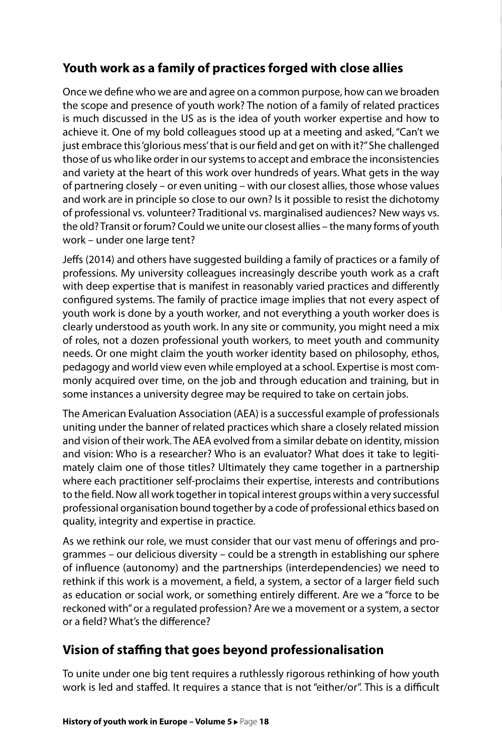## Youth work as a family of practices forged with close allies

Once we define who we are and agree on a common purpose, how can we broaden the scope and presence of youth work? The notion of a family of related practices is much discussed in the US as is the idea of youth worker expertise and how to achieve it. One of my bold colleagues stood up at a meeting and asked, "Can't we just embrace this 'glorious mess' that is our field and get on with it?" She challenged those of us who like order in our systems to accept and embrace the inconsistencies and variety at the heart of this work over hundreds of years. What gets in the way of partnering closely – or even uniting – with our closest allies, those whose values and work are in principle so close to our own? Is it possible to resist the dichotomy of professional vs. volunteer? Traditional vs. marginalised audiences? New ways vs. the old? Transit or forum? Could we unite our closest allies – the many forms of youth work – under one large tent?

Jeffs (2014) and others have suggested building a family of practices or a family of professions. My university colleagues increasingly describe youth work as a craft with deep expertise that is manifest in reasonably varied practices and differently configured systems. The family of practice image implies that not every aspect of youth work is done by a youth worker, and not everything a youth worker does is clearly understood as youth work. In any site or community, you might need a mix of roles, not a dozen professional youth workers, to meet youth and community needs. Or one might claim the youth worker identity based on philosophy, ethos, pedagogy and world view even while employed at a school. Expertise is most commonly acquired over time, on the job and through education and training, but in some instances a university degree may be required to take on certain jobs.

The American Evaluation Association (AEA) is a successful example of professionals uniting under the banner of related practices which share a closely related mission and vision of their work. The AEA evolved from a similar debate on identity, mission and vision: Who is a researcher? Who is an evaluator? What does it take to legitimately claim one of those titles? Ultimately they came together in a partnership where each practitioner self-proclaims their expertise, interests and contributions to the field. Now all work together in topical interest groups within a very successful professional organisation bound together by a code of professional ethics based on quality, integrity and expertise in practice.

As we rethink our role, we must consider that our vast menu of offerings and programmes – our delicious diversity – could be a strength in establishing our sphere of influence (autonomy) and the partnerships (interdependencies) we need to rethink if this work is a movement, a field, a system, a sector of a larger field such as education or social work, or something entirely different. Are we a "force to be reckoned with" or a regulated profession? Are we a movement or a system, a sector or a field? What's the difference?

## Vision of staffing that goes beyond professionalisation

To unite under one big tent requires a ruthlessly rigorous rethinking of how youth work is led and staffed. It requires a stance that is not "either/or". This is a difficult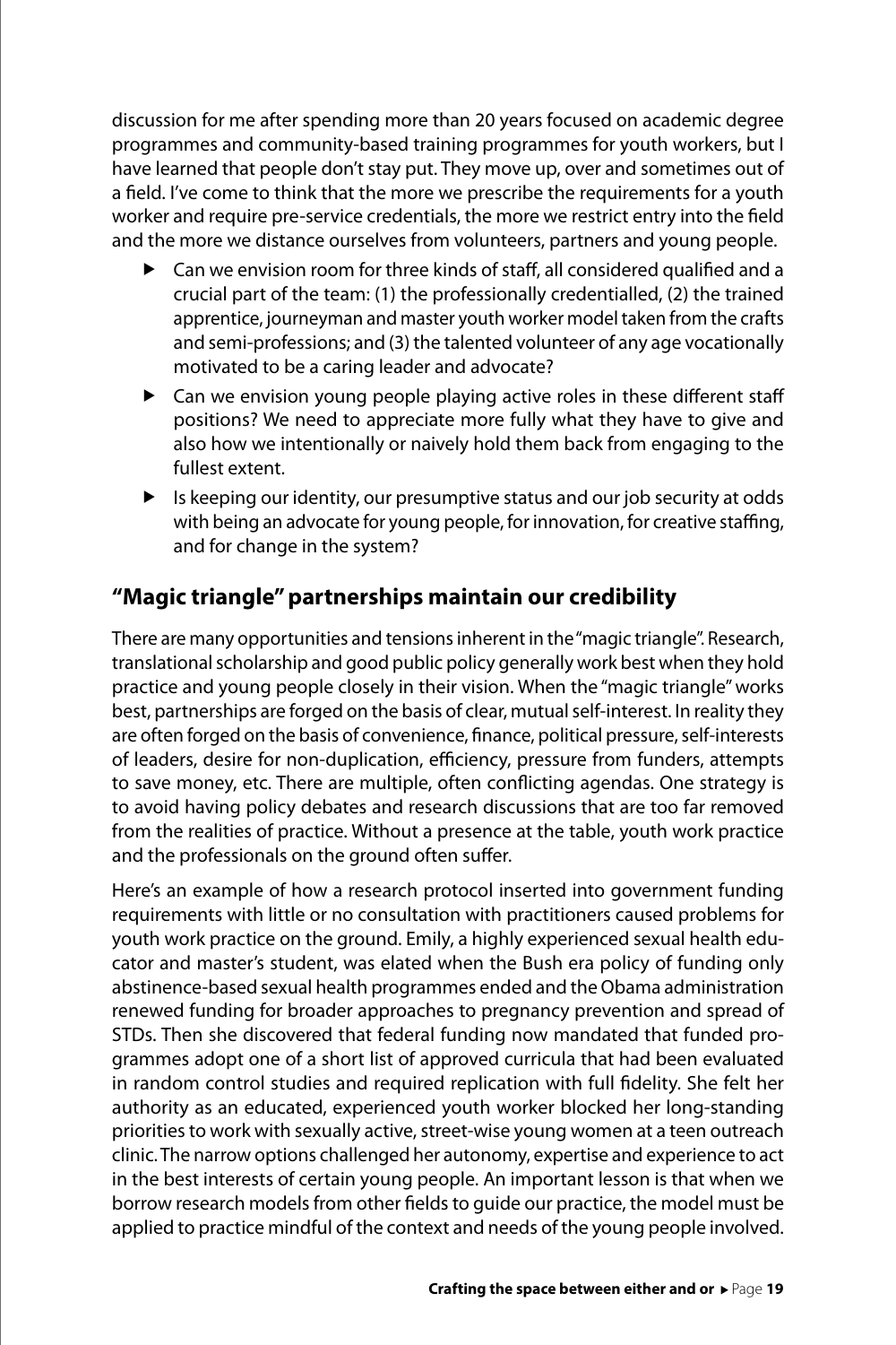discussion for me after spending more than 20 years focused on academic degree programmes and community-based training programmes for youth workers, but I have learned that people don't stay put. They move up, over and sometimes out of a field. I've come to think that the more we prescribe the requirements for a youth worker and require pre-service credentials, the more we restrict entry into the field and the more we distance ourselves from volunteers, partners and young people.

- Can we envision room for three kinds of staff, all considered qualified and a crucial part of the team: (1) the professionally credentialled, (2) the trained apprentice, journeyman and master youth worker model taken from the crafts and semi-professions; and (3) the talented volunteer of any age vocationally motivated to be a caring leader and advocate?
- Can we envision young people playing active roles in these different staff positions? We need to appreciate more fully what they have to give and also how we intentionally or naively hold them back from engaging to the fullest extent.
- Is keeping our identity, our presumptive status and our job security at odds with being an advocate for young people, for innovation, for creative staffing, and for change in the system?

## "Magic triangle" partnerships maintain our credibility

There are many opportunities and tensions inherent in the "magic triangle". Research, translational scholarship and good public policy generally work best when they hold practice and young people closely in their vision. When the "magic triangle" works best, partnerships are forged on the basis of clear, mutual self-interest. In reality they are often forged on the basis of convenience, finance, political pressure, self-interests of leaders, desire for non-duplication, efficiency, pressure from funders, attempts to save money, etc. There are multiple, often conflicting agendas. One strategy is to avoid having policy debates and research discussions that are too far removed from the realities of practice. Without a presence at the table, youth work practice and the professionals on the ground often suffer.

Here's an example of how a research protocol inserted into government funding requirements with little or no consultation with practitioners caused problems for youth work practice on the ground. Emily, a highly experienced sexual health educator and master's student, was elated when the Bush era policy of funding only abstinence-based sexual health programmes ended and the Obama administration renewed funding for broader approaches to pregnancy prevention and spread of STDs. Then she discovered that federal funding now mandated that funded programmes adopt one of a short list of approved curricula that had been evaluated in random control studies and required replication with full fidelity. She felt her authority as an educated, experienced youth worker blocked her long-standing priorities to work with sexually active, street-wise young women at a teen outreach clinic. The narrow options challenged her autonomy, expertise and experience to act in the best interests of certain young people. An important lesson is that when we borrow research models from other fields to guide our practice, the model must be applied to practice mindful of the context and needs of the young people involved.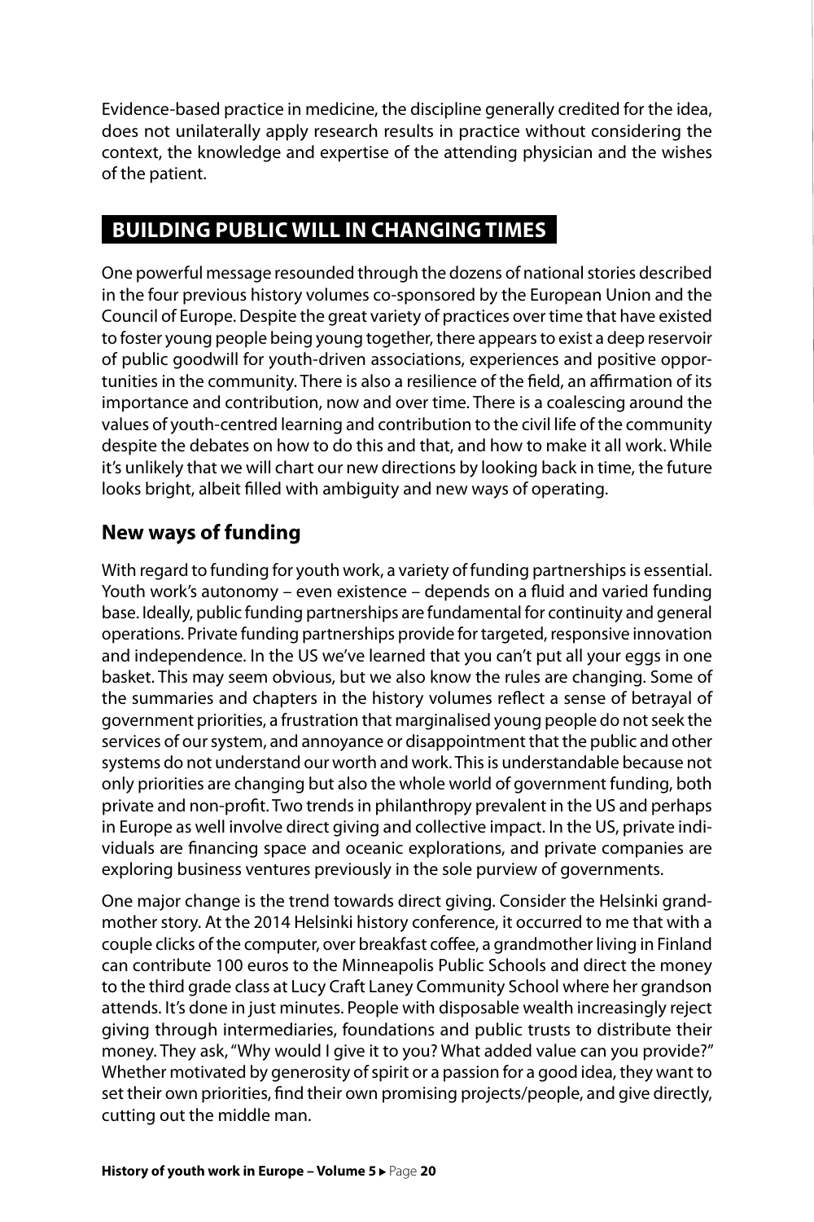Evidence-based practice in medicine, the discipline generally credited for the idea, does not unilaterally apply research results in practice without considering the context, the knowledge and expertise of the attending physician and the wishes of the patient.

## BUILDING PUBLIC WILL IN CHANGING TIMES

One powerful message resounded through the dozens of national stories described in the four previous history volumes co-sponsored by the European Union and the Council of Europe. Despite the great variety of practices over time that have existed to foster young people being young together, there appears to exist a deep reservoir of public goodwill for youth-driven associations, experiences and positive opportunities in the community. There is also a resilience of the field, an affirmation of its importance and contribution, now and over time. There is a coalescing around the values of youth-centred learning and contribution to the civil life of the community despite the debates on how to do this and that, and how to make it all work. While it's unlikely that we will chart our new directions by looking back in time, the future looks bright, albeit filled with ambiguity and new ways of operating.

### New ways of funding

With regard to funding for youth work, a variety of funding partnerships is essential. Youth work's autonomy – even existence – depends on a fluid and varied funding base. Ideally, public funding partnerships are fundamental for continuity and general operations. Private funding partnerships provide for targeted, responsive innovation and independence. In the US we've learned that you can't put all your eggs in one basket. This may seem obvious, but we also know the rules are changing. Some of the summaries and chapters in the history volumes reflect a sense of betrayal of government priorities, a frustration that marginalised young people do not seek the services of our system, and annoyance or disappointment that the public and other systems do not understand our worth and work. This is understandable because not only priorities are changing but also the whole world of government funding, both private and non-profit. Two trends in philanthropy prevalent in the US and perhaps in Europe as well involve direct giving and collective impact. In the US, private individuals are financing space and oceanic explorations, and private companies are exploring business ventures previously in the sole purview of governments.

One major change is the trend towards direct giving. Consider the Helsinki grandmother story. At the 2014 Helsinki history conference, it occurred to me that with a couple clicks of the computer, over breakfast coffee, a grandmother living in Finland can contribute 100 euros to the Minneapolis Public Schools and direct the money to the third grade class at Lucy Craft Laney Community School where her grandson attends. It's done in just minutes. People with disposable wealth increasingly reject giving through intermediaries, foundations and public trusts to distribute their money. They ask, "Why would I give it to you? What added value can you provide?" Whether motivated by generosity of spirit or a passion for a good idea, they want to set their own priorities, find their own promising projects/people, and give directly, cutting out the middle man.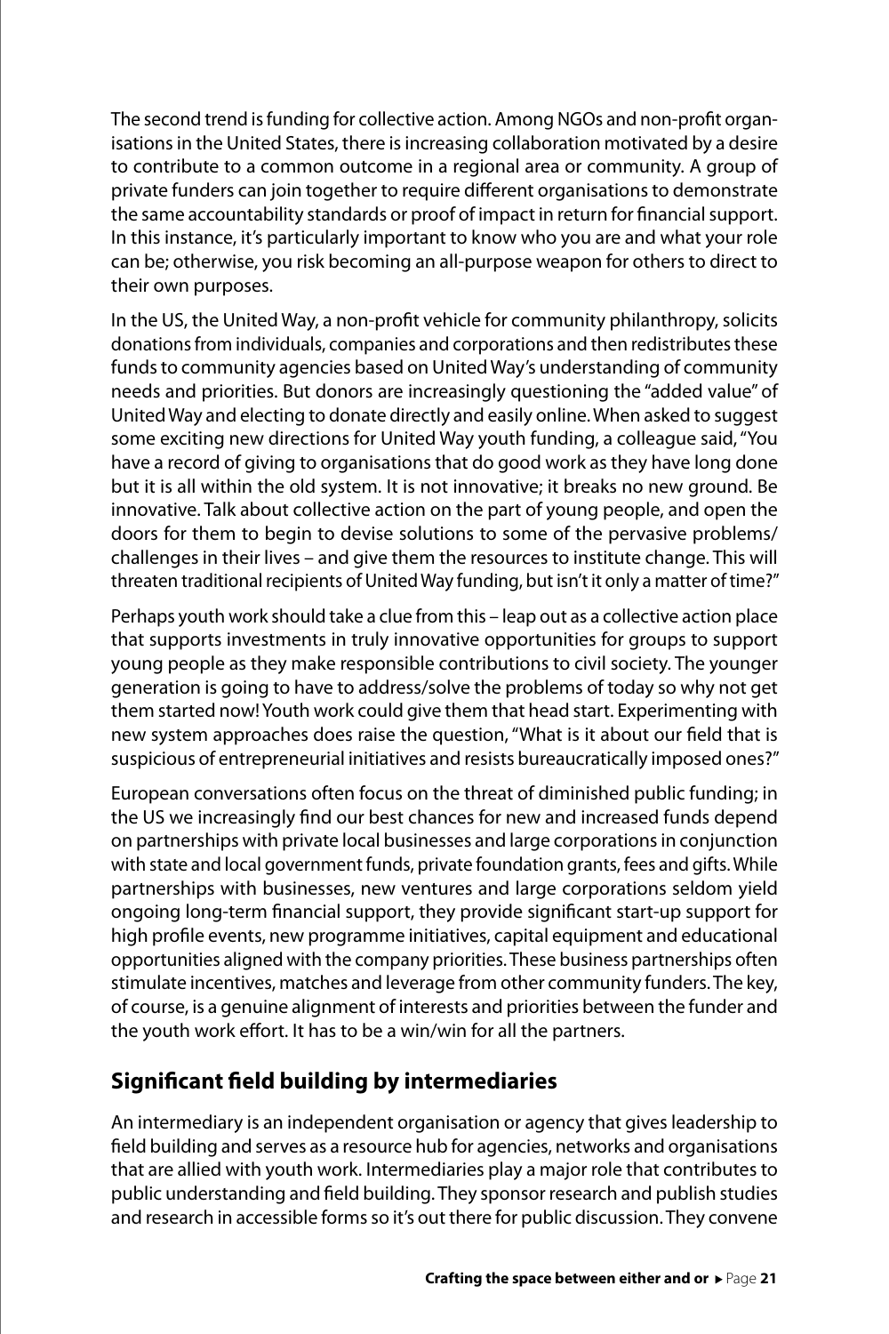The second trend is funding for collective action. Among NGOs and non-profit organisations in the United States, there is increasing collaboration motivated by a desire to contribute to a common outcome in a regional area or community. A group of private funders can join together to require different organisations to demonstrate the same accountability standards or proof of impact in return for financial support. In this instance, it's particularly important to know who you are and what your role can be; otherwise, you risk becoming an all-purpose weapon for others to direct to their own purposes.

In the US, the United Way, a non-profit vehicle for community philanthropy, solicits donations from individuals, companies and corporations and then redistributes these funds to community agencies based on United Way's understanding of community needs and priorities. But donors are increasingly questioning the "added value" of United Way and electing to donate directly and easily online. When asked to suggest some exciting new directions for United Way youth funding, a colleague said, "You have a record of giving to organisations that do good work as they have long done but it is all within the old system. It is not innovative; it breaks no new ground. Be innovative. Talk about collective action on the part of young people, and open the doors for them to begin to devise solutions to some of the pervasive problems/challenges in their lives – and give them the resources to institute change. This will threaten traditional recipients of United Way funding, but isn't it only a matter of time?"

Perhaps youth work should take a clue from this – leap out as a collective action place that supports investments in truly innovative opportunities for groups to support young people as they make responsible contributions to civil society. The younger generation is going to have to address/solve the problems of today so why not get them started now! Youth work could give them that head start. Experimenting with new system approaches does raise the question, "What is it about our field that is suspicious of entrepreneurial initiatives and resists bureaucratically imposed ones?"

European conversations often focus on the threat of diminished public funding; in the US we increasingly find our best chances for new and increased funds depend on partnerships with private local businesses and large corporations in conjunction with state and local government funds, private foundation grants, fees and gifts. While partnerships with businesses, new ventures and large corporations seldom yield ongoing long-term financial support, they provide significant start-up support for high profile events, new programme initiatives, capital equipment and educational opportunities aligned with the company priorities. These business partnerships often stimulate incentives, matches and leverage from other community funders. The key, of course, is a genuine alignment of interests and priorities between the funder and the youth work effort. It has to be a win/win for all the partners.

## Significant field building by intermediaries

An intermediary is an independent organisation or agency that gives leadership to field building and serves as a resource hub for agencies, networks and organisations that are allied with youth work. Intermediaries play a major role that contributes to public understanding and field building. They sponsor research and publish studies and research in accessible forms so it's out there for public discussion. They convene